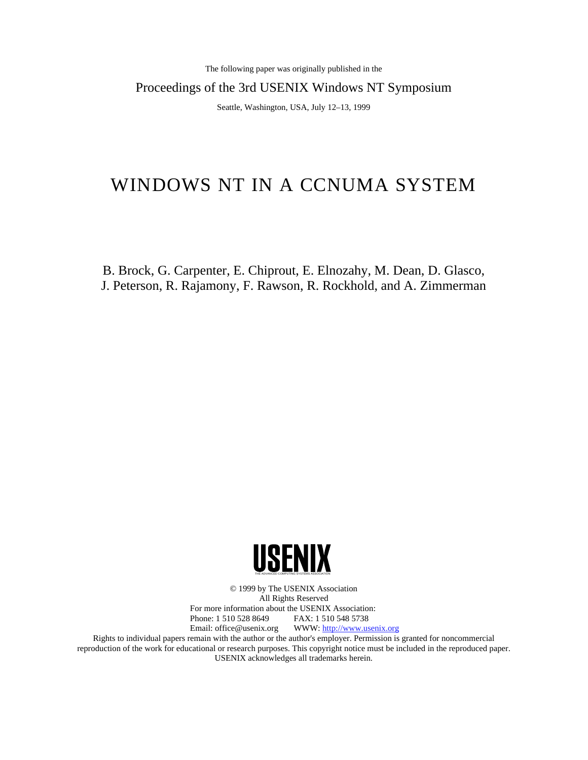The following paper was originally published in the

Proceedings of the 3rd USENIX Windows NT Symposium

Seattle, Washington, USA, July 12–13, 1999

# WINDOWS NT IN A CCNUMA SYSTEM

B. Brock, G. Carpenter, E. Chiprout, E. Elnozahy, M. Dean, D. Glasco, J. Peterson, R. Rajamony, F. Rawson, R. Rockhold, and A. Zimmerman

USENIX
THE ADVANCED COMPUTING SYSTEMS ASSOCIATION

© 1999 by The USENIX Association
All Rights Reserved
For more information about the USENIX Association:
Phone: 1 510 528 8649 FAX: 1 510 548 5738
Email: office@usenix.org WWW: http://www.usenix.org
Rights to individual papers remain with the author or the author's employer. Permission is granted for noncommercial reproduction of the work for educational or research purposes. This copyright notice must be included in the reproduced paper. USENIX acknowledges all trademarks herein.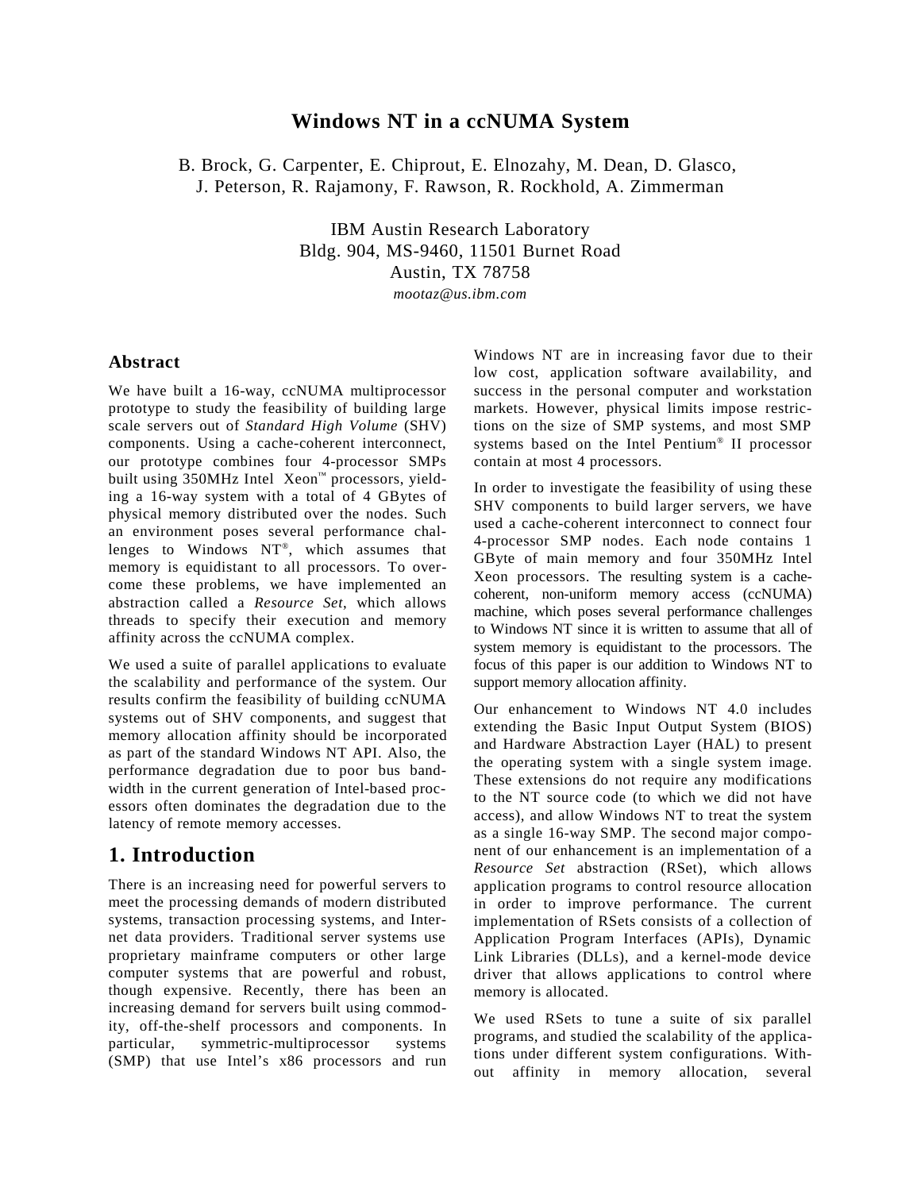# Windows NT in a ccNUMA System

B. Brock, G. Carpenter, E. Chiprout, E. Elnozahy, M. Dean, D. Glasco, J. Peterson, R. Rajamony, F. Rawson, R. Rockhold, A. Zimmerman

IBM Austin Research Laboratory
Bldg. 904, MS-9460, 11501 Burnet Road
Austin, TX 78758
*mootaz@us.ibm.com*

## Abstract

We have built a 16-way, ccNUMA multiprocessor prototype to study the feasibility of building large scale servers out of *Standard High Volume* (SHV) components. Using a cache-coherent interconnect, our prototype combines four 4-processor SMPs built using 350MHz Intel Xeon™ processors, yielding a 16-way system with a total of 4 GBytes of physical memory distributed over the nodes. Such an environment poses several performance challenges to Windows NT®, which assumes that memory is equidistant to all processors. To overcome these problems, we have implemented an abstraction called a *Resource Set*, which allows threads to specify their execution and memory affinity across the ccNUMA complex.

We used a suite of parallel applications to evaluate the scalability and performance of the system. Our results confirm the feasibility of building ccNUMA systems out of SHV components, and suggest that memory allocation affinity should be incorporated as part of the standard Windows NT API. Also, the performance degradation due to poor bus bandwidth in the current generation of Intel-based processors often dominates the degradation due to the latency of remote memory accesses.

## 1. Introduction

There is an increasing need for powerful servers to meet the processing demands of modern distributed systems, transaction processing systems, and Internet data providers. Traditional server systems use proprietary mainframe computers or other large computer systems that are powerful and robust, though expensive. Recently, there has been an increasing demand for servers built using commodity, off-the-shelf processors and components. In particular, symmetric-multiprocessor systems (SMP) that use Intel's x86 processors and run Windows NT are in increasing favor due to their low cost, application software availability, and success in the personal computer and workstation markets. However, physical limits impose restrictions on the size of SMP systems, and most SMP systems based on the Intel Pentium® II processor contain at most 4 processors.

In order to investigate the feasibility of using these SHV components to build larger servers, we have used a cache-coherent interconnect to connect four 4-processor SMP nodes. Each node contains 1 GByte of main memory and four 350MHz Intel Xeon processors. The resulting system is a cache-coherent, non-uniform memory access (ccNUMA) machine, which poses several performance challenges to Windows NT since it is written to assume that all of system memory is equidistant to the processors. The focus of this paper is our addition to Windows NT to support memory allocation affinity.

Our enhancement to Windows NT 4.0 includes extending the Basic Input Output System (BIOS) and Hardware Abstraction Layer (HAL) to present the operating system with a single system image. These extensions do not require any modifications to the NT source code (to which we did not have access), and allow Windows NT to treat the system as a single 16-way SMP. The second major component of our enhancement is an implementation of a *Resource Set* abstraction (RSet), which allows application programs to control resource allocation in order to improve performance. The current implementation of RSets consists of a collection of Application Program Interfaces (APIs), Dynamic Link Libraries (DLLs), and a kernel-mode device driver that allows applications to control where memory is allocated.

We used RSets to tune a suite of six parallel programs, and studied the scalability of the applications under different system configurations. Without affinity in memory allocation, several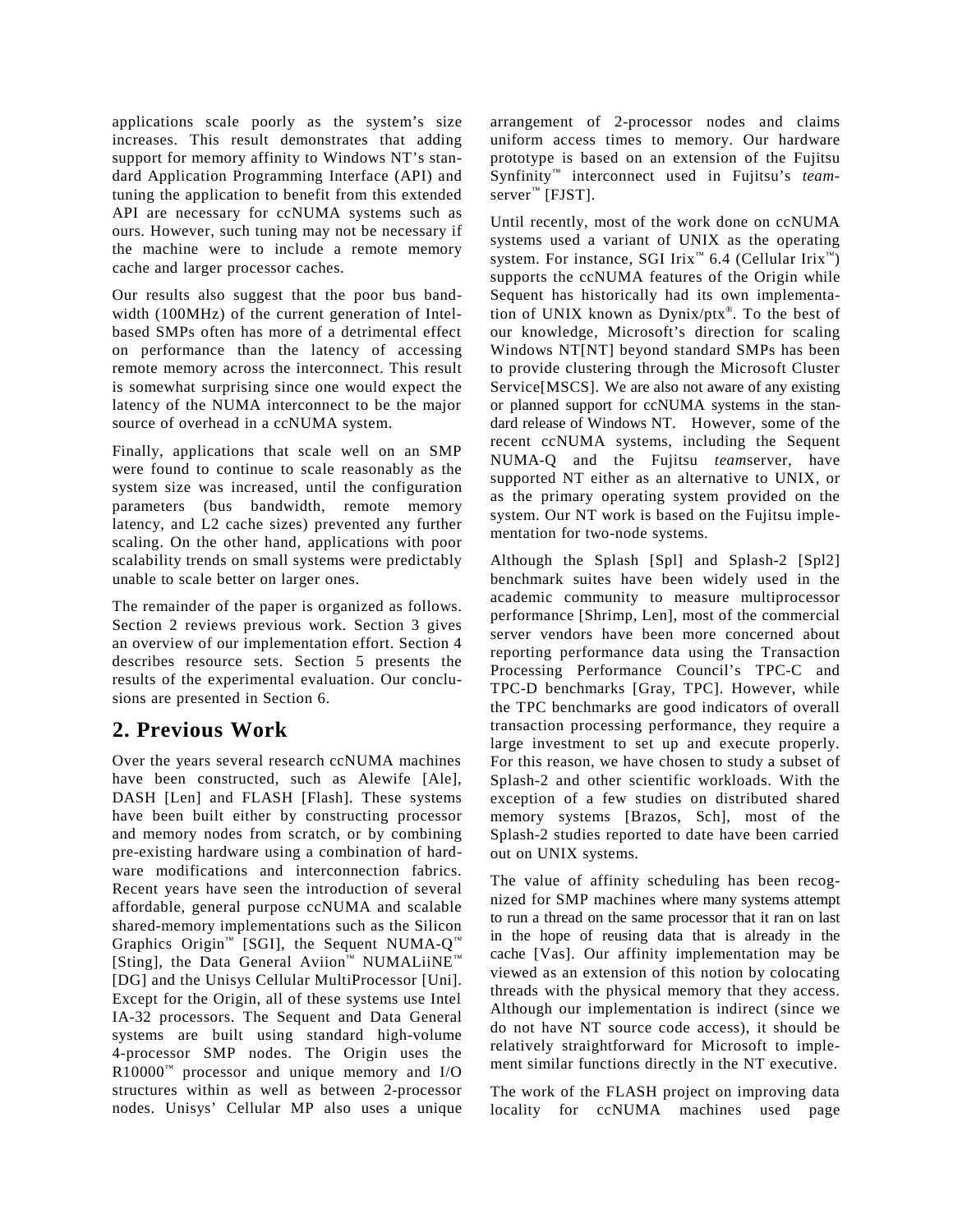applications scale poorly as the system's size increases. This result demonstrates that adding support for memory affinity to Windows NT's standard Application Programming Interface (API) and tuning the application to benefit from this extended API are necessary for ccNUMA systems such as ours. However, such tuning may not be necessary if the machine were to include a remote memory cache and larger processor caches.

Our results also suggest that the poor bus bandwidth (100MHz) of the current generation of Intel-based SMPs often has more of a detrimental effect on performance than the latency of accessing remote memory across the interconnect. This result is somewhat surprising since one would expect the latency of the NUMA interconnect to be the major source of overhead in a ccNUMA system.

Finally, applications that scale well on an SMP were found to continue to scale reasonably as the system size was increased, until the configuration parameters (bus bandwidth, remote memory latency, and L2 cache sizes) prevented any further scaling. On the other hand, applications with poor scalability trends on small systems were predictably unable to scale better on larger ones.

The remainder of the paper is organized as follows. Section 2 reviews previous work. Section 3 gives an overview of our implementation effort. Section 4 describes resource sets. Section 5 presents the results of the experimental evaluation. Our conclusions are presented in Section 6.

## 2. Previous Work

Over the years several research ccNUMA machines have been constructed, such as Alewife [Ale], DASH [Len] and FLASH [Flash]. These systems have been built either by constructing processor and memory nodes from scratch, or by combining pre-existing hardware using a combination of hardware modifications and interconnection fabrics. Recent years have seen the introduction of several affordable, general purpose ccNUMA and scalable shared-memory implementations such as the Silicon Graphics Origin™ [SGI], the Sequent NUMA-Q™ [Sting], the Data General Aviion™ NUMALiiNE™ [DG] and the Unisys Cellular MultiProcessor [Uni]. Except for the Origin, all of these systems use Intel IA-32 processors. The Sequent and Data General systems are built using standard high-volume 4-processor SMP nodes. The Origin uses the R10000™ processor and unique memory and I/O structures within as well as between 2-processor nodes. Unisys' Cellular MP also uses a unique arrangement of 2-processor nodes and claims uniform access times to memory. Our hardware prototype is based on an extension of the Fujitsu Synfinity™ interconnect used in Fujitsu's *team*-server™ [FJST].

Until recently, most of the work done on ccNUMA systems used a variant of UNIX as the operating system. For instance, SGI Irix™ 6.4 (Cellular Irix™) supports the ccNUMA features of the Origin while Sequent has historically had its own implementation of UNIX known as Dynix/ptx®. To the best of our knowledge, Microsoft's direction for scaling Windows NT[NT] beyond standard SMPs has been to provide clustering through the Microsoft Cluster Service[MSCS]. We are also not aware of any existing or planned support for ccNUMA systems in the standard release of Windows NT. However, some of the recent ccNUMA systems, including the Sequent NUMA-Q and the Fujitsu *team*server, have supported NT either as an alternative to UNIX, or as the primary operating system provided on the system. Our NT work is based on the Fujitsu implementation for two-node systems.

Although the Splash [Spl] and Splash-2 [Spl2] benchmark suites have been widely used in the academic community to measure multiprocessor performance [Shrimp, Len], most of the commercial server vendors have been more concerned about reporting performance data using the Transaction Processing Performance Council's TPC-C and TPC-D benchmarks [Gray, TPC]. However, while the TPC benchmarks are good indicators of overall transaction processing performance, they require a large investment to set up and execute properly. For this reason, we have chosen to study a subset of Splash-2 and other scientific workloads. With the exception of a few studies on distributed shared memory systems [Brazos, Sch], most of the Splash-2 studies reported to date have been carried out on UNIX systems.

The value of affinity scheduling has been recognized for SMP machines where many systems attempt to run a thread on the same processor that it ran on last in the hope of reusing data that is already in the cache [Vas]. Our affinity implementation may be viewed as an extension of this notion by colocating threads with the physical memory that they access. Although our implementation is indirect (since we do not have NT source code access), it should be relatively straightforward for Microsoft to implement similar functions directly in the NT executive.

The work of the FLASH project on improving data locality for ccNUMA machines used page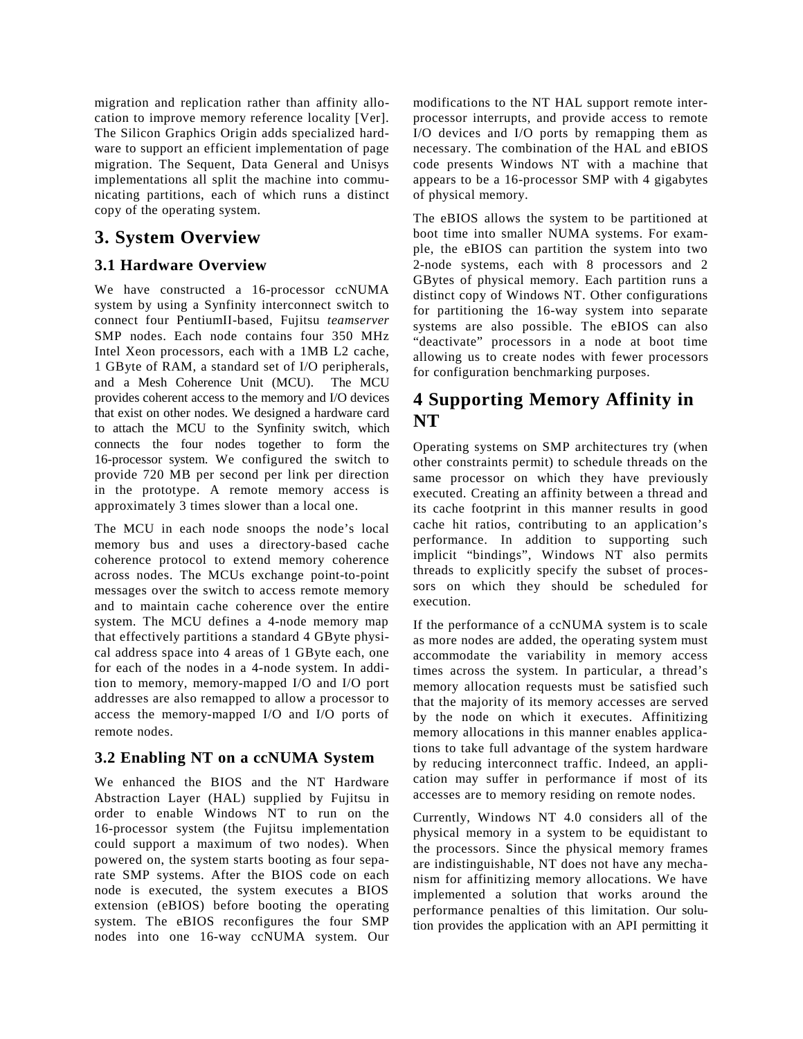migration and replication rather than affinity allocation to improve memory reference locality [Ver]. The Silicon Graphics Origin adds specialized hardware to support an efficient implementation of page migration. The Sequent, Data General and Unisys implementations all split the machine into communicating partitions, each of which runs a distinct copy of the operating system.

# 3. System Overview

## 3.1 Hardware Overview

We have constructed a 16-processor ccNUMA system by using a Synfinity interconnect switch to connect four PentiumII-based, Fujitsu *teamserver* SMP nodes. Each node contains four 350 MHz Intel Xeon processors, each with a 1MB L2 cache, 1 GByte of RAM, a standard set of I/O peripherals, and a Mesh Coherence Unit (MCU). The MCU provides coherent access to the memory and I/O devices that exist on other nodes. We designed a hardware card to attach the MCU to the Synfinity switch, which connects the four nodes together to form the 16-processor system. We configured the switch to provide 720 MB per second per link per direction in the prototype. A remote memory access is approximately 3 times slower than a local one.

The MCU in each node snoops the node's local memory bus and uses a directory-based cache coherence protocol to extend memory coherence across nodes. The MCUs exchange point-to-point messages over the switch to access remote memory and to maintain cache coherence over the entire system. The MCU defines a 4-node memory map that effectively partitions a standard 4 GByte physical address space into 4 areas of 1 GByte each, one for each of the nodes in a 4-node system. In addition to memory, memory-mapped I/O and I/O port addresses are also remapped to allow a processor to access the memory-mapped I/O and I/O ports of remote nodes.

## 3.2 Enabling NT on a ccNUMA System

We enhanced the BIOS and the NT Hardware Abstraction Layer (HAL) supplied by Fujitsu in order to enable Windows NT to run on the 16-processor system (the Fujitsu implementation could support a maximum of two nodes). When powered on, the system starts booting as four separate SMP systems. After the BIOS code on each node is executed, the system executes a BIOS extension (eBIOS) before booting the operating system. The eBIOS reconfigures the four SMP nodes into one 16-way ccNUMA system. Our modifications to the NT HAL support remote interprocessor interrupts, and provide access to remote I/O devices and I/O ports by remapping them as necessary. The combination of the HAL and eBIOS code presents Windows NT with a machine that appears to be a 16-processor SMP with 4 gigabytes of physical memory.

The eBIOS allows the system to be partitioned at boot time into smaller NUMA systems. For example, the eBIOS can partition the system into two 2-node systems, each with 8 processors and 2 GBytes of physical memory. Each partition runs a distinct copy of Windows NT. Other configurations for partitioning the 16-way system into separate systems are also possible. The eBIOS can also "deactivate" processors in a node at boot time allowing us to create nodes with fewer processors for configuration benchmarking purposes.

# 4 Supporting Memory Affinity in NT

Operating systems on SMP architectures try (when other constraints permit) to schedule threads on the same processor on which they have previously executed. Creating an affinity between a thread and its cache footprint in this manner results in good cache hit ratios, contributing to an application's performance. In addition to supporting such implicit "bindings", Windows NT also permits threads to explicitly specify the subset of processors on which they should be scheduled for execution.

If the performance of a ccNUMA system is to scale as more nodes are added, the operating system must accommodate the variability in memory access times across the system. In particular, a thread's memory allocation requests must be satisfied such that the majority of its memory accesses are served by the node on which it executes. Affinitizing memory allocations in this manner enables applications to take full advantage of the system hardware by reducing interconnect traffic. Indeed, an application may suffer in performance if most of its accesses are to memory residing on remote nodes.

Currently, Windows NT 4.0 considers all of the physical memory in a system to be equidistant to the processors. Since the physical memory frames are indistinguishable, NT does not have any mechanism for affinitizing memory allocations. We have implemented a solution that works around the performance penalties of this limitation. Our solution provides the application with an API permitting it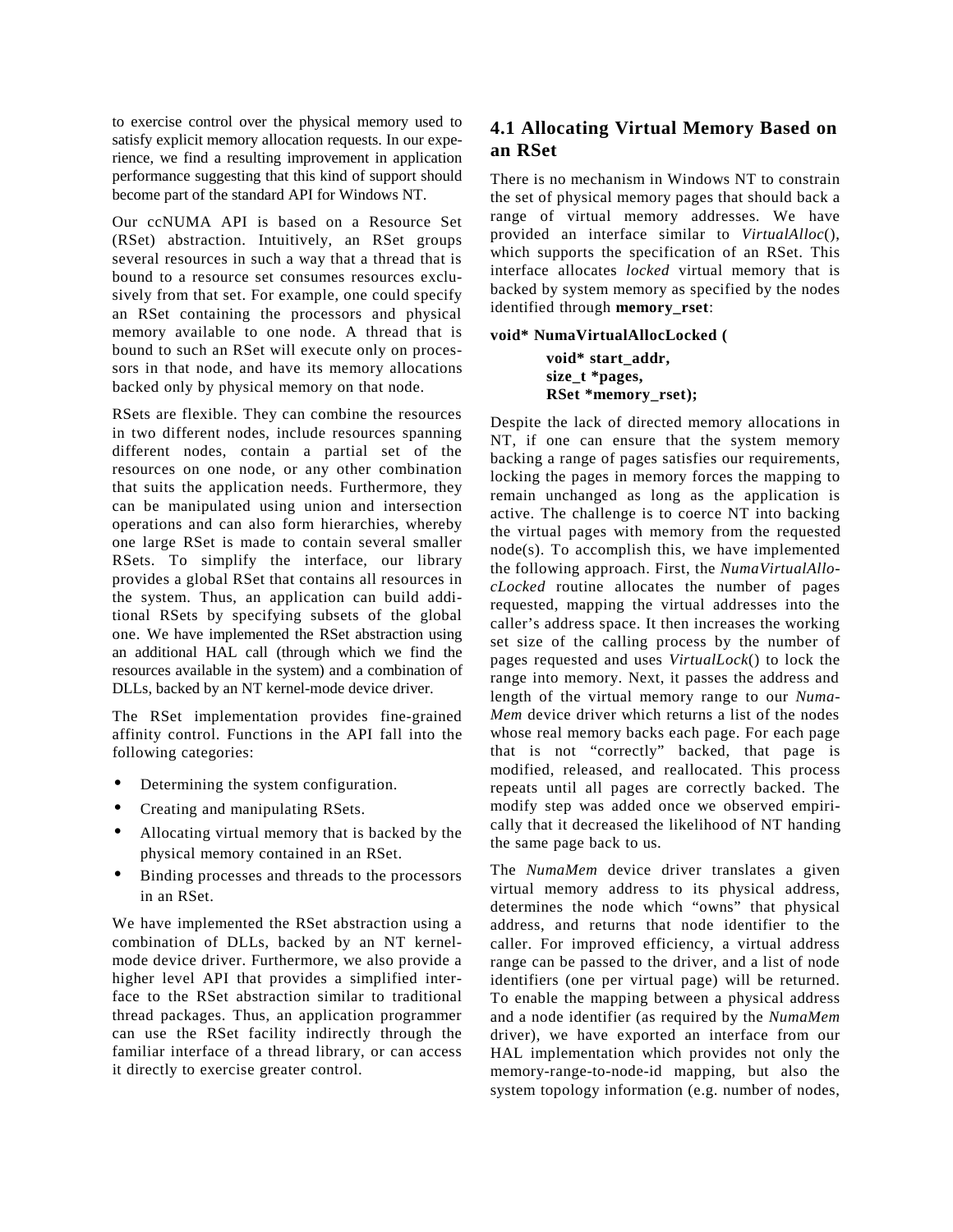to exercise control over the physical memory used to satisfy explicit memory allocation requests. In our experience, we find a resulting improvement in application performance suggesting that this kind of support should become part of the standard API for Windows NT.

Our ccNUMA API is based on a Resource Set (RSet) abstraction. Intuitively, an RSet groups several resources in such a way that a thread that is bound to a resource set consumes resources exclusively from that set. For example, one could specify an RSet containing the processors and physical memory available to one node. A thread that is bound to such an RSet will execute only on processors in that node, and have its memory allocations backed only by physical memory on that node.

RSets are flexible. They can combine the resources in two different nodes, include resources spanning different nodes, contain a partial set of the resources on one node, or any other combination that suits the application needs. Furthermore, they can be manipulated using union and intersection operations and can also form hierarchies, whereby one large RSet is made to contain several smaller RSets. To simplify the interface, our library provides a global RSet that contains all resources in the system. Thus, an application can build additional RSets by specifying subsets of the global one. We have implemented the RSet abstraction using an additional HAL call (through which we find the resources available in the system) and a combination of DLLs, backed by an NT kernel-mode device driver.

The RSet implementation provides fine-grained affinity control. Functions in the API fall into the following categories:

- Determining the system configuration.
- Creating and manipulating RSets.
- Allocating virtual memory that is backed by the physical memory contained in an RSet.
- Binding processes and threads to the processors in an RSet.

We have implemented the RSet abstraction using a combination of DLLs, backed by an NT kernel-mode device driver. Furthermore, we also provide a higher level API that provides a simplified interface to the RSet abstraction similar to traditional thread packages. Thus, an application programmer can use the RSet facility indirectly through the familiar interface of a thread library, or can access it directly to exercise greater control.

## 4.1 Allocating Virtual Memory Based on an RSet

There is no mechanism in Windows NT to constrain the set of physical memory pages that should back a range of virtual memory addresses. We have provided an interface similar to *VirtualAlloc*(), which supports the specification of an RSet. This interface allocates *locked* virtual memory that is backed by system memory as specified by the nodes identified through **memory_rset**:

```
void* NumaVirtualAllocLocked (
        void* start_addr,
        size_t *pages,
        RSet *memory_rset);
```

Despite the lack of directed memory allocations in NT, if one can ensure that the system memory backing a range of pages satisfies our requirements, locking the pages in memory forces the mapping to remain unchanged as long as the application is active. The challenge is to coerce NT into backing the virtual pages with memory from the requested node(s). To accomplish this, we have implemented the following approach. First, the *NumaVirtualAllocLocked* routine allocates the number of pages requested, mapping the virtual addresses into the caller's address space. It then increases the working set size of the calling process by the number of pages requested and uses *VirtualLock*() to lock the range into memory. Next, it passes the address and length of the virtual memory range to our *NumaMem* device driver which returns a list of the nodes whose real memory backs each page. For each page that is not "correctly" backed, that page is modified, released, and reallocated. This process repeats until all pages are correctly backed. The modify step was added once we observed empirically that it decreased the likelihood of NT handing the same page back to us.

The *NumaMem* device driver translates a given virtual memory address to its physical address, determines the node which "owns" that physical address, and returns that node identifier to the caller. For improved efficiency, a virtual address range can be passed to the driver, and a list of node identifiers (one per virtual page) will be returned. To enable the mapping between a physical address and a node identifier (as required by the *NumaMem* driver), we have exported an interface from our HAL implementation which provides not only the memory-range-to-node-id mapping, but also the system topology information (e.g. number of nodes,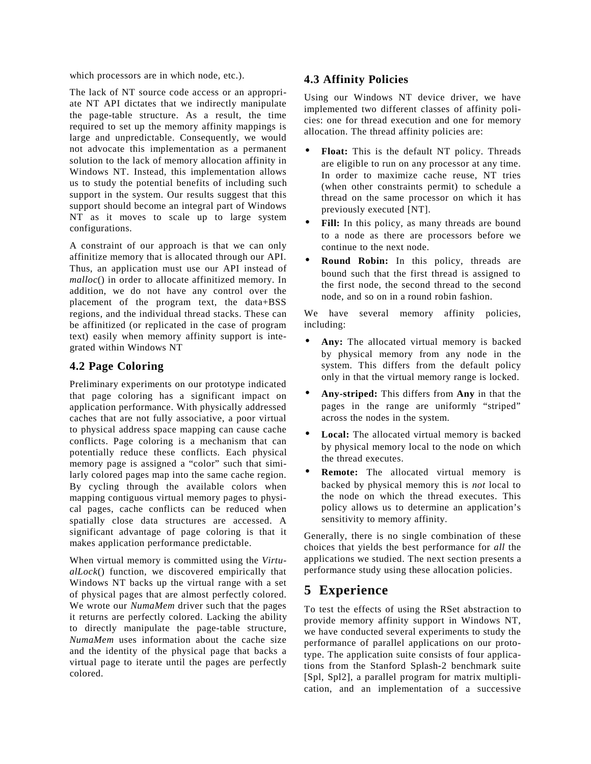which processors are in which node, etc.).

The lack of NT source code access or an appropriate NT API dictates that we indirectly manipulate the page-table structure. As a result, the time required to set up the memory affinity mappings is large and unpredictable. Consequently, we would not advocate this implementation as a permanent solution to the lack of memory allocation affinity in Windows NT. Instead, this implementation allows us to study the potential benefits of including such support in the system. Our results suggest that this support should become an integral part of Windows NT as it moves to scale up to large system configurations.

A constraint of our approach is that we can only affinitize memory that is allocated through our API. Thus, an application must use our API instead of *malloc*() in order to allocate affinitized memory. In addition, we do not have any control over the placement of the program text, the data+BSS regions, and the individual thread stacks. These can be affinitized (or replicated in the case of program text) easily when memory affinity support is integrated within Windows NT

## 4.2 Page Coloring

Preliminary experiments on our prototype indicated that page coloring has a significant impact on application performance. With physically addressed caches that are not fully associative, a poor virtual to physical address space mapping can cause cache conflicts. Page coloring is a mechanism that can potentially reduce these conflicts. Each physical memory page is assigned a "color" such that similarly colored pages map into the same cache region. By cycling through the available colors when mapping contiguous virtual memory pages to physical pages, cache conflicts can be reduced when spatially close data structures are accessed. A significant advantage of page coloring is that it makes application performance predictable.

When virtual memory is committed using the *VirtualLock*() function, we discovered empirically that Windows NT backs up the virtual range with a set of physical pages that are almost perfectly colored. We wrote our *NumaMem* driver such that the pages it returns are perfectly colored. Lacking the ability to directly manipulate the page-table structure, *NumaMem* uses information about the cache size and the identity of the physical page that backs a virtual page to iterate until the pages are perfectly colored.

## 4.3 Affinity Policies

Using our Windows NT device driver, we have implemented two different classes of affinity policies: one for thread execution and one for memory allocation. The thread affinity policies are:

- **Float:** This is the default NT policy. Threads are eligible to run on any processor at any time. In order to maximize cache reuse, NT tries (when other constraints permit) to schedule a thread on the same processor on which it has previously executed [NT].
- **Fill:** In this policy, as many threads are bound to a node as there are processors before we continue to the next node.
- **Round Robin:** In this policy, threads are bound such that the first thread is assigned to the first node, the second thread to the second node, and so on in a round robin fashion.

We have several memory affinity policies, including:

- **Any:** The allocated virtual memory is backed by physical memory from any node in the system. This differs from the default policy only in that the virtual memory range is locked.
- **Any-striped:** This differs from **Any** in that the pages in the range are uniformly "striped" across the nodes in the system.
- **Local:** The allocated virtual memory is backed by physical memory local to the node on which the thread executes.
- **Remote:** The allocated virtual memory is backed by physical memory this is *not* local to the node on which the thread executes. This policy allows us to determine an application's sensitivity to memory affinity.

Generally, there is no single combination of these choices that yields the best performance for *all* the applications we studied. The next section presents a performance study using these allocation policies.

# 5 Experience

To test the effects of using the RSet abstraction to provide memory affinity support in Windows NT, we have conducted several experiments to study the performance of parallel applications on our prototype. The application suite consists of four applications from the Stanford Splash-2 benchmark suite [Spl, Spl2], a parallel program for matrix multiplication, and an implementation of a successive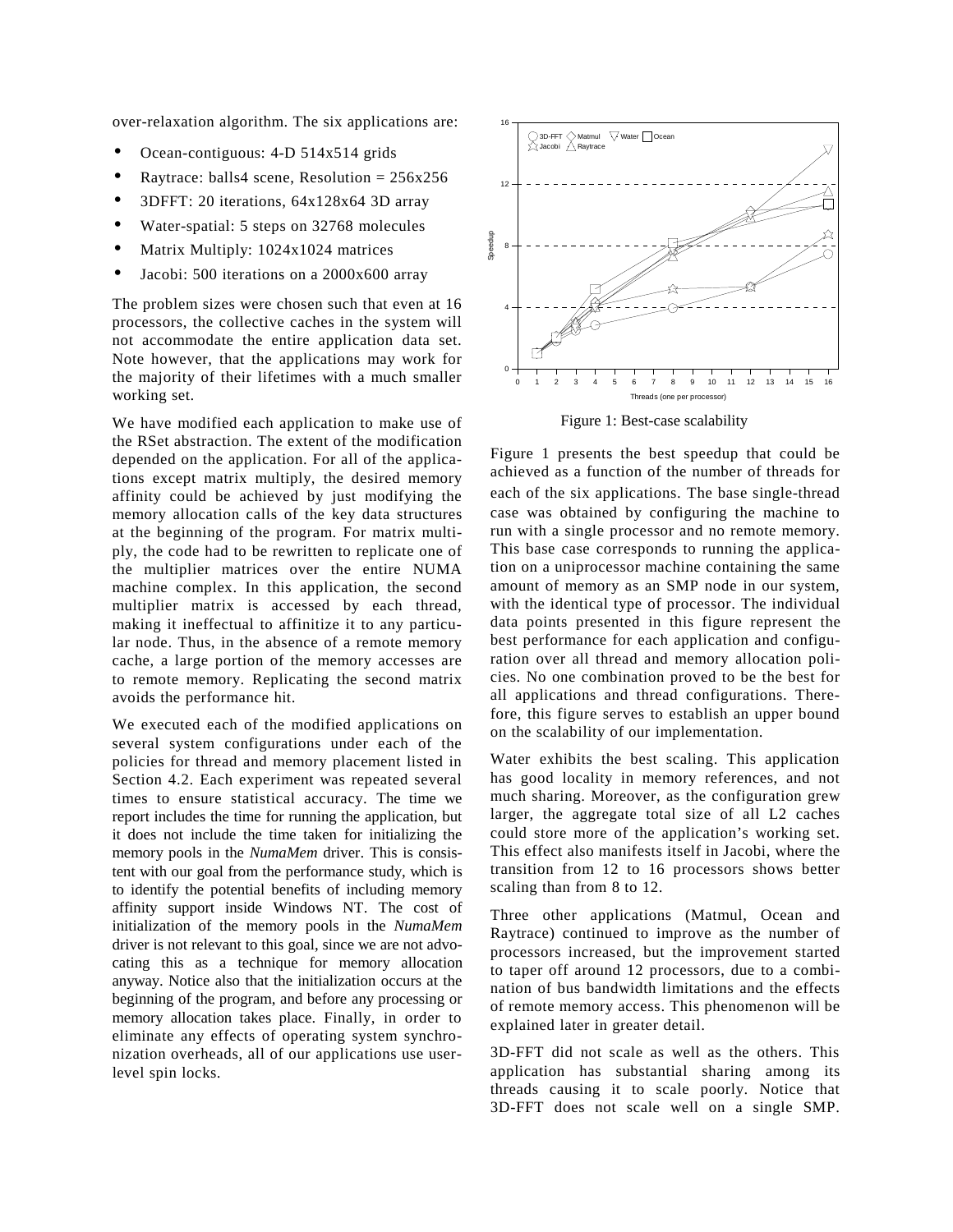over-relaxation algorithm. The six applications are:

- Ocean-contiguous: 4-D 514x514 grids
- Raytrace: balls4 scene, Resolution = 256x256
- 3DFFT: 20 iterations, 64x128x64 3D array
- Water-spatial: 5 steps on 32768 molecules
- Matrix Multiply: 1024x1024 matrices
- Jacobi: 500 iterations on a 2000x600 array

The problem sizes were chosen such that even at 16 processors, the collective caches in the system will not accommodate the entire application data set. Note however, that the applications may work for the majority of their lifetimes with a much smaller working set.

We have modified each application to make use of the RSet abstraction. The extent of the modification depended on the application. For all of the applications except matrix multiply, the desired memory affinity could be achieved by just modifying the memory allocation calls of the key data structures at the beginning of the program. For matrix multiply, the code had to be rewritten to replicate one of the multiplier matrices over the entire NUMA machine complex. In this application, the second multiplier matrix is accessed by each thread, making it ineffectual to affinitize it to any particular node. Thus, in the absence of a remote memory cache, a large portion of the memory accesses are to remote memory. Replicating the second matrix avoids the performance hit.

We executed each of the modified applications on several system configurations under each of the policies for thread and memory placement listed in Section 4.2. Each experiment was repeated several times to ensure statistical accuracy. The time we report includes the time for running the application, but it does not include the time taken for initializing the memory pools in the *NumaMem* driver. This is consistent with our goal from the performance study, which is to identify the potential benefits of including memory affinity support inside Windows NT. The cost of initialization of the memory pools in the *NumaMem* driver is not relevant to this goal, since we are not advocating this as a technique for memory allocation anyway. Notice also that the initialization occurs at the beginning of the program, and before any processing or memory allocation takes place. Finally, in order to eliminate any effects of operating system synchronization overheads, all of our applications use user-level spin locks.

Figure 1: Best-case scalability

Figure 1 presents the best speedup that could be achieved as a function of the number of threads for each of the six applications. The base single-thread case was obtained by configuring the machine to run with a single processor and no remote memory. This base case corresponds to running the application on a uniprocessor machine containing the same amount of memory as an SMP node in our system, with the identical type of processor. The individual data points presented in this figure represent the best performance for each application and configuration over all thread and memory allocation policies. No one combination proved to be the best for all applications and thread configurations. Therefore, this figure serves to establish an upper bound on the scalability of our implementation.

Water exhibits the best scaling. This application has good locality in memory references, and not much sharing. Moreover, as the configuration grew larger, the aggregate total size of all L2 caches could store more of the application's working set. This effect also manifests itself in Jacobi, where the transition from 12 to 16 processors shows better scaling than from 8 to 12.

Three other applications (Matmul, Ocean and Raytrace) continued to improve as the number of processors increased, but the improvement started to taper off around 12 processors, due to a combination of bus bandwidth limitations and the effects of remote memory access. This phenomenon will be explained later in greater detail.

3D-FFT did not scale as well as the others. This application has substantial sharing among its threads causing it to scale poorly. Notice that 3D-FFT does not scale well on a single SMP.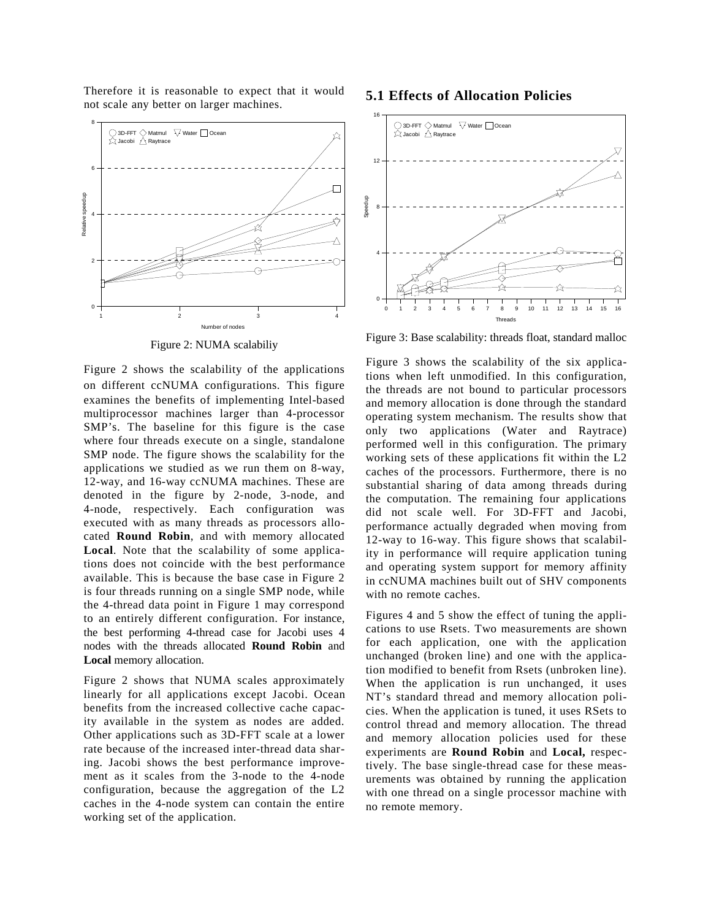Therefore it is reasonable to expect that it would not scale any better on larger machines.

Figure 2: NUMA scalabiliy

Figure 2 shows the scalability of the applications on different ccNUMA configurations. This figure examines the benefits of implementing Intel-based multiprocessor machines larger than 4-processor SMP's. The baseline for this figure is the case where four threads execute on a single, standalone SMP node. The figure shows the scalability for the applications we studied as we run them on 8-way, 12-way, and 16-way ccNUMA machines. These are denoted in the figure by 2-node, 3-node, and 4-node, respectively. Each configuration was executed with as many threads as processors allocated **Round Robin**, and with memory allocated **Local**. Note that the scalability of some applications does not coincide with the best performance available. This is because the base case in Figure 2 is four threads running on a single SMP node, while the 4-thread data point in Figure 1 may correspond to an entirely different configuration. For instance, the best performing 4-thread case for Jacobi uses 4 nodes with the threads allocated **Round Robin** and **Local** memory allocation.

Figure 2 shows that NUMA scales approximately linearly for all applications except Jacobi. Ocean benefits from the increased collective cache capacity available in the system as nodes are added. Other applications such as 3D-FFT scale at a lower rate because of the increased inter-thread data sharing. Jacobi shows the best performance improvement as it scales from the 3-node to the 4-node configuration, because the aggregation of the L2 caches in the 4-node system can contain the entire working set of the application.

## 5.1 Effects of Allocation Policies

Figure 3: Base scalability: threads float, standard malloc

Figure 3 shows the scalability of the six applications when left unmodified. In this configuration, the threads are not bound to particular processors and memory allocation is done through the standard operating system mechanism. The results show that only two applications (Water and Raytrace) performed well in this configuration. The primary working sets of these applications fit within the L2 caches of the processors. Furthermore, there is no substantial sharing of data among threads during the computation. The remaining four applications did not scale well. For 3D-FFT and Jacobi, performance actually degraded when moving from 12-way to 16-way. This figure shows that scalability in performance will require application tuning and operating system support for memory affinity in ccNUMA machines built out of SHV components with no remote caches.

Figures 4 and 5 show the effect of tuning the applications to use Rsets. Two measurements are shown for each application, one with the application unchanged (broken line) and one with the application modified to benefit from Rsets (unbroken line). When the application is run unchanged, it uses NT's standard thread and memory allocation policies. When the application is tuned, it uses RSets to control thread and memory allocation. The thread and memory allocation policies used for these experiments are **Round Robin** and **Local,** respectively. The base single-thread case for these measurements was obtained by running the application with one thread on a single processor machine with no remote memory.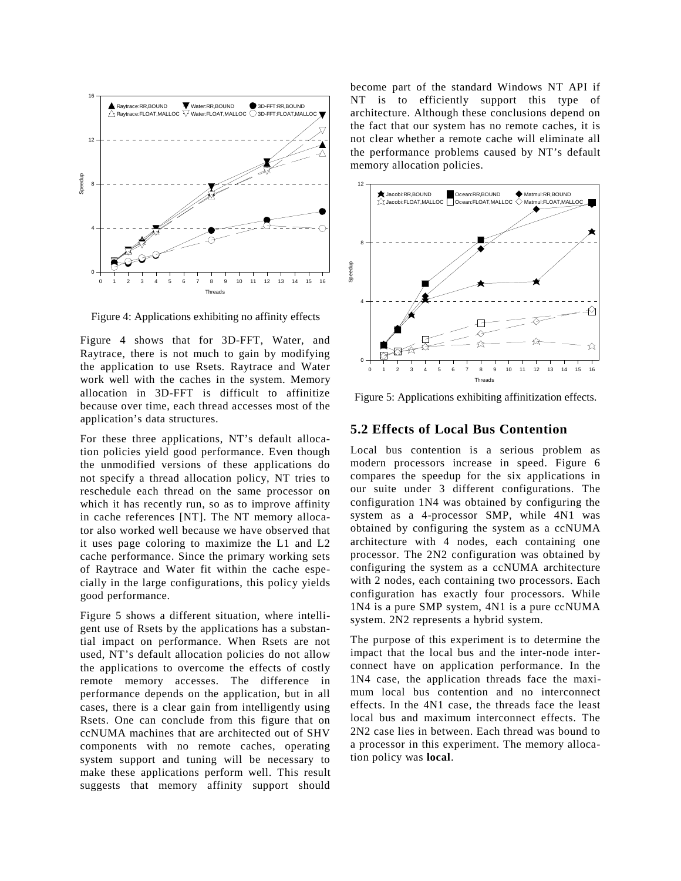Figure 4: Applications exhibiting no affinity effects

Figure 4 shows that for 3D-FFT, Water, and Raytrace, there is not much to gain by modifying the application to use Rsets. Raytrace and Water work well with the caches in the system. Memory allocation in 3D-FFT is difficult to affinitize because over time, each thread accesses most of the application's data structures.

For these three applications, NT's default allocation policies yield good performance. Even though the unmodified versions of these applications do not specify a thread allocation policy, NT tries to reschedule each thread on the same processor on which it has recently run, so as to improve affinity in cache references [NT]. The NT memory allocator also worked well because we have observed that it uses page coloring to maximize the L1 and L2 cache performance. Since the primary working sets of Raytrace and Water fit within the cache especially in the large configurations, this policy yields good performance.

Figure 5 shows a different situation, where intelligent use of Rsets by the applications has a substantial impact on performance. When Rsets are not used, NT's default allocation policies do not allow the applications to overcome the effects of costly remote memory accesses. The difference in performance depends on the application, but in all cases, there is a clear gain from intelligently using Rsets. One can conclude from this figure that on ccNUMA machines that are architected out of SHV components with no remote caches, operating system support and tuning will be necessary to make these applications perform well. This result suggests that memory affinity support should become part of the standard Windows NT API if NT is to efficiently support this type of architecture. Although these conclusions depend on the fact that our system has no remote caches, it is not clear whether a remote cache will eliminate all the performance problems caused by NT's default memory allocation policies.

Figure 5: Applications exhibiting affinitization effects.

## 5.2 Effects of Local Bus Contention

Local bus contention is a serious problem as modern processors increase in speed. Figure 6 compares the speedup for the six applications in our suite under 3 different configurations. The configuration 1N4 was obtained by configuring the system as a 4-processor SMP, while 4N1 was obtained by configuring the system as a ccNUMA architecture with 4 nodes, each containing one processor. The 2N2 configuration was obtained by configuring the system as a ccNUMA architecture with 2 nodes, each containing two processors. Each configuration has exactly four processors. While 1N4 is a pure SMP system, 4N1 is a pure ccNUMA system. 2N2 represents a hybrid system.

The purpose of this experiment is to determine the impact that the local bus and the inter-node interconnect have on application performance. In the 1N4 case, the application threads face the maximum local bus contention and no interconnect effects. In the 4N1 case, the threads face the least local bus and maximum interconnect effects. The 2N2 case lies in between. Each thread was bound to a processor in this experiment. The memory allocation policy was **local**.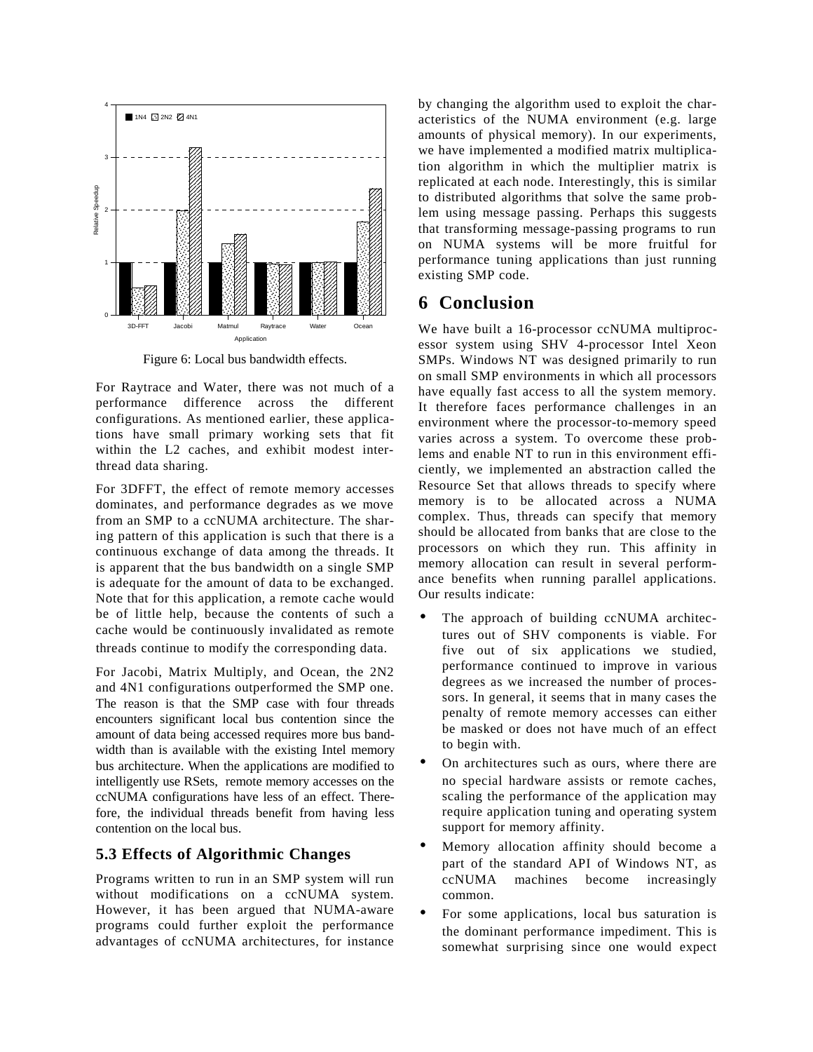Figure 6: Local bus bandwidth effects.

For Raytrace and Water, there was not much of a performance difference across the different configurations. As mentioned earlier, these applications have small primary working sets that fit within the L2 caches, and exhibit modest inter-thread data sharing.

For 3DFFT, the effect of remote memory accesses dominates, and performance degrades as we move from an SMP to a ccNUMA architecture. The sharing pattern of this application is such that there is a continuous exchange of data among the threads. It is apparent that the bus bandwidth on a single SMP is adequate for the amount of data to be exchanged. Note that for this application, a remote cache would be of little help, because the contents of such a cache would be continuously invalidated as remote threads continue to modify the corresponding data.

For Jacobi, Matrix Multiply, and Ocean, the 2N2 and 4N1 configurations outperformed the SMP one. The reason is that the SMP case with four threads encounters significant local bus contention since the amount of data being accessed requires more bus bandwidth than is available with the existing Intel memory bus architecture. When the applications are modified to intelligently use RSets, remote memory accesses on the ccNUMA configurations have less of an effect. Therefore, the individual threads benefit from having less contention on the local bus.

### 5.3 Effects of Algorithmic Changes

Programs written to run in an SMP system will run without modifications on a ccNUMA system. However, it has been argued that NUMA-aware programs could further exploit the performance advantages of ccNUMA architectures, for instance by changing the algorithm used to exploit the characteristics of the NUMA environment (e.g. large amounts of physical memory). In our experiments, we have implemented a modified matrix multiplication algorithm in which the multiplier matrix is replicated at each node. Interestingly, this is similar to distributed algorithms that solve the same problem using message passing. Perhaps this suggests that transforming message-passing programs to run on NUMA systems will be more fruitful for performance tuning applications than just running existing SMP code.

## 6 Conclusion

We have built a 16-processor ccNUMA multiprocessor system using SHV 4-processor Intel Xeon SMPs. Windows NT was designed primarily to run on small SMP environments in which all processors have equally fast access to all the system memory. It therefore faces performance challenges in an environment where the processor-to-memory speed varies across a system. To overcome these problems and enable NT to run in this environment efficiently, we implemented an abstraction called the Resource Set that allows threads to specify where memory is to be allocated across a NUMA complex. Thus, threads can specify that memory should be allocated from banks that are close to the processors on which they run. This affinity in memory allocation can result in several performance benefits when running parallel applications. Our results indicate:

- The approach of building ccNUMA architectures out of SHV components is viable. For five out of six applications we studied, performance continued to improve in various degrees as we increased the number of processors. In general, it seems that in many cases the penalty of remote memory accesses can either be masked or does not have much of an effect to begin with.
- On architectures such as ours, where there are no special hardware assists or remote caches, scaling the performance of the application may require application tuning and operating system support for memory affinity.
- Memory allocation affinity should become a part of the standard API of Windows NT, as ccNUMA machines become increasingly common.
- For some applications, local bus saturation is the dominant performance impediment. This is somewhat surprising since one would expect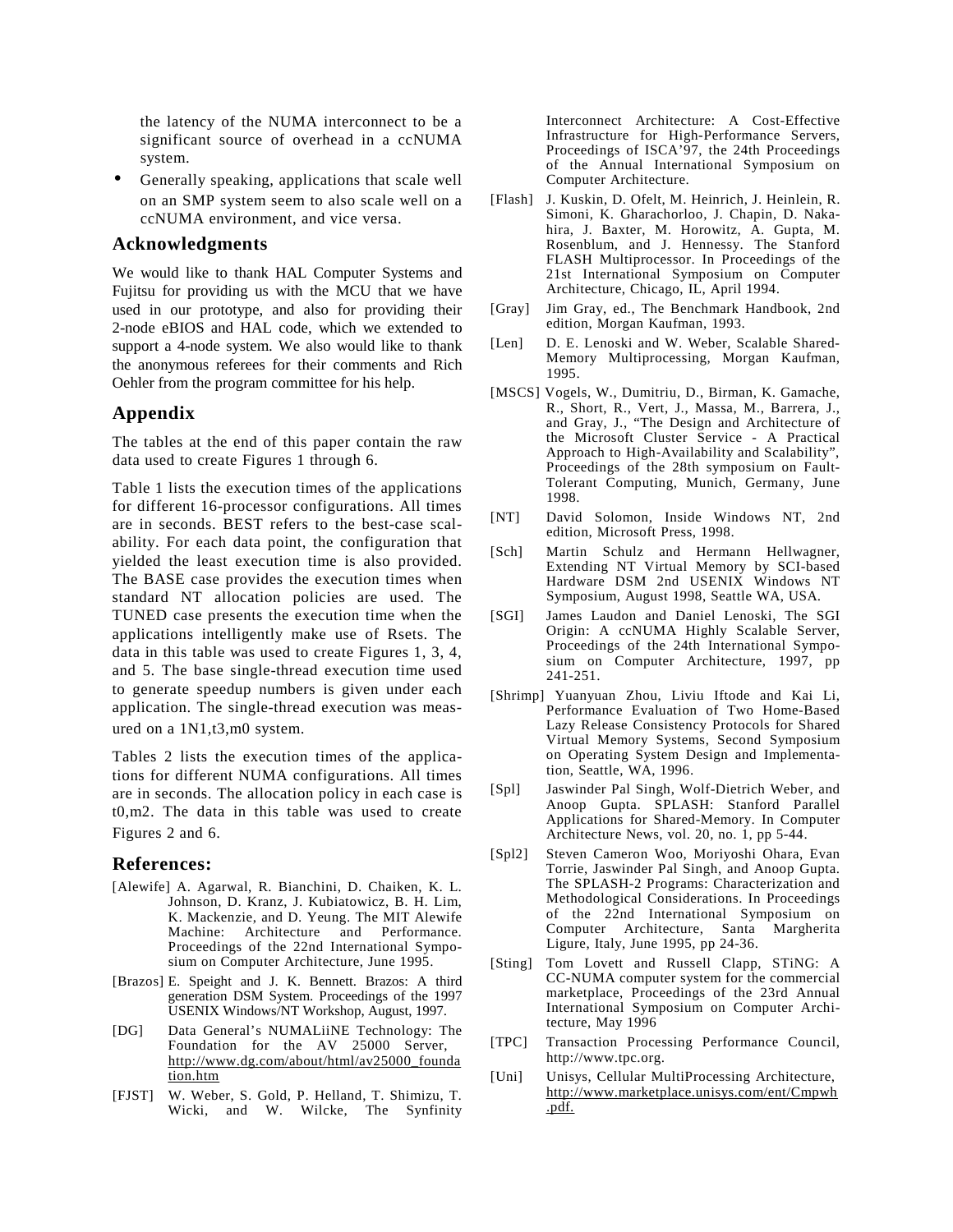the latency of the NUMA interconnect to be a significant source of overhead in a ccNUMA system.

- Generally speaking, applications that scale well on an SMP system seem to also scale well on a ccNUMA environment, and vice versa.

## Acknowledgments

We would like to thank HAL Computer Systems and Fujitsu for providing us with the MCU that we have used in our prototype, and also for providing their 2-node eBIOS and HAL code, which we extended to support a 4-node system. We also would like to thank the anonymous referees for their comments and Rich Oehler from the program committee for his help.

## Appendix

The tables at the end of this paper contain the raw data used to create Figures 1 through 6.

Table 1 lists the execution times of the applications for different 16-processor configurations. All times are in seconds. BEST refers to the best-case scalability. For each data point, the configuration that yielded the least execution time is also provided. The BASE case provides the execution times when standard NT allocation policies are used. The TUNED case presents the execution time when the applications intelligently make use of Rsets. The data in this table was used to create Figures 1, 3, 4, and 5. The base single-thread execution time used to generate speedup numbers is given under each application. The single-thread execution was measured on a 1N1,t3,m0 system.

Tables 2 lists the execution times of the applications for different NUMA configurations. All times are in seconds. The allocation policy in each case is t0,m2. The data in this table was used to create Figures 2 and 6.

## References:

[Alewife] A. Agarwal, R. Bianchini, D. Chaiken, K. L. Johnson, D. Kranz, J. Kubiatowicz, B. H. Lim, K. Mackenzie, and D. Yeung. The MIT Alewife Machine: Architecture and Performance. Proceedings of the 22nd International Symposium on Computer Architecture, June 1995.

[Brazos] E. Speight and J. K. Bennett. Brazos: A third generation DSM System. Proceedings of the 1997 USENIX Windows/NT Workshop, August, 1997.

[DG] Data General's NUMALiiNE Technology: The Foundation for the AV 25000 Server, http://www.dg.com/about/html/av25000_foundation.htm

[FJST] W. Weber, S. Gold, P. Helland, T. Shimizu, T. Wicki, and W. Wilcke, The Synfinity Interconnect Architecture: A Cost-Effective Infrastructure for High-Performance Servers, Proceedings of ISCA'97, the 24th Proceedings of the Annual International Symposium on Computer Architecture.

[Flash] J. Kuskin, D. Ofelt, M. Heinrich, J. Heinlein, R. Simoni, K. Gharachorloo, J. Chapin, D. Nakahira, J. Baxter, M. Horowitz, A. Gupta, M. Rosenblum, and J. Hennessy. The Stanford FLASH Multiprocessor. In Proceedings of the 21st International Symposium on Computer Architecture, Chicago, IL, April 1994.

[Gray] Jim Gray, ed., The Benchmark Handbook, 2nd edition, Morgan Kaufman, 1993.

[Len] D. E. Lenoski and W. Weber, Scalable Shared-Memory Multiprocessing, Morgan Kaufman, 1995.

[MSCS] Vogels, W., Dumitriu, D., Birman, K. Gamache, R., Short, R., Vert, J., Massa, M., Barrera, J., and Gray, J., "The Design and Architecture of the Microsoft Cluster Service - A Practical Approach to High-Availability and Scalability", Proceedings of the 28th symposium on Fault-Tolerant Computing, Munich, Germany, June 1998.

[NT] David Solomon, Inside Windows NT, 2nd edition, Microsoft Press, 1998.

[Sch] Martin Schulz and Hermann Hellwagner, Extending NT Virtual Memory by SCI-based Hardware DSM 2nd USENIX Windows NT Symposium, August 1998, Seattle WA, USA.

[SGI] James Laudon and Daniel Lenoski, The SGI Origin: A ccNUMA Highly Scalable Server, Proceedings of the 24th International Symposium on Computer Architecture, 1997, pp 241-251.

[Shrimp] Yuanyuan Zhou, Liviu Iftode and Kai Li, Performance Evaluation of Two Home-Based Lazy Release Consistency Protocols for Shared Virtual Memory Systems, Second Symposium on Operating System Design and Implementation, Seattle, WA, 1996.

[Spl] Jaswinder Pal Singh, Wolf-Dietrich Weber, and Anoop Gupta. SPLASH: Stanford Parallel Applications for Shared-Memory. In Computer Architecture News, vol. 20, no. 1, pp 5-44.

[Spl2] Steven Cameron Woo, Moriyoshi Ohara, Evan Torrie, Jaswinder Pal Singh, and Anoop Gupta. The SPLASH-2 Programs: Characterization and Methodological Considerations. In Proceedings of the 22nd International Symposium on Computer Architecture, Santa Margherita Ligure, Italy, June 1995, pp 24-36.

[Sting] Tom Lovett and Russell Clapp, STiNG: A CC-NUMA computer system for the commercial marketplace, Proceedings of the 23rd Annual International Symposium on Computer Architecture, May 1996

[TPC] Transaction Processing Performance Council, http://www.tpc.org.

[Uni] Unisys, Cellular MultiProcessing Architecture, http://www.marketplace.unisys.com/ent/Cmpwh.pdf.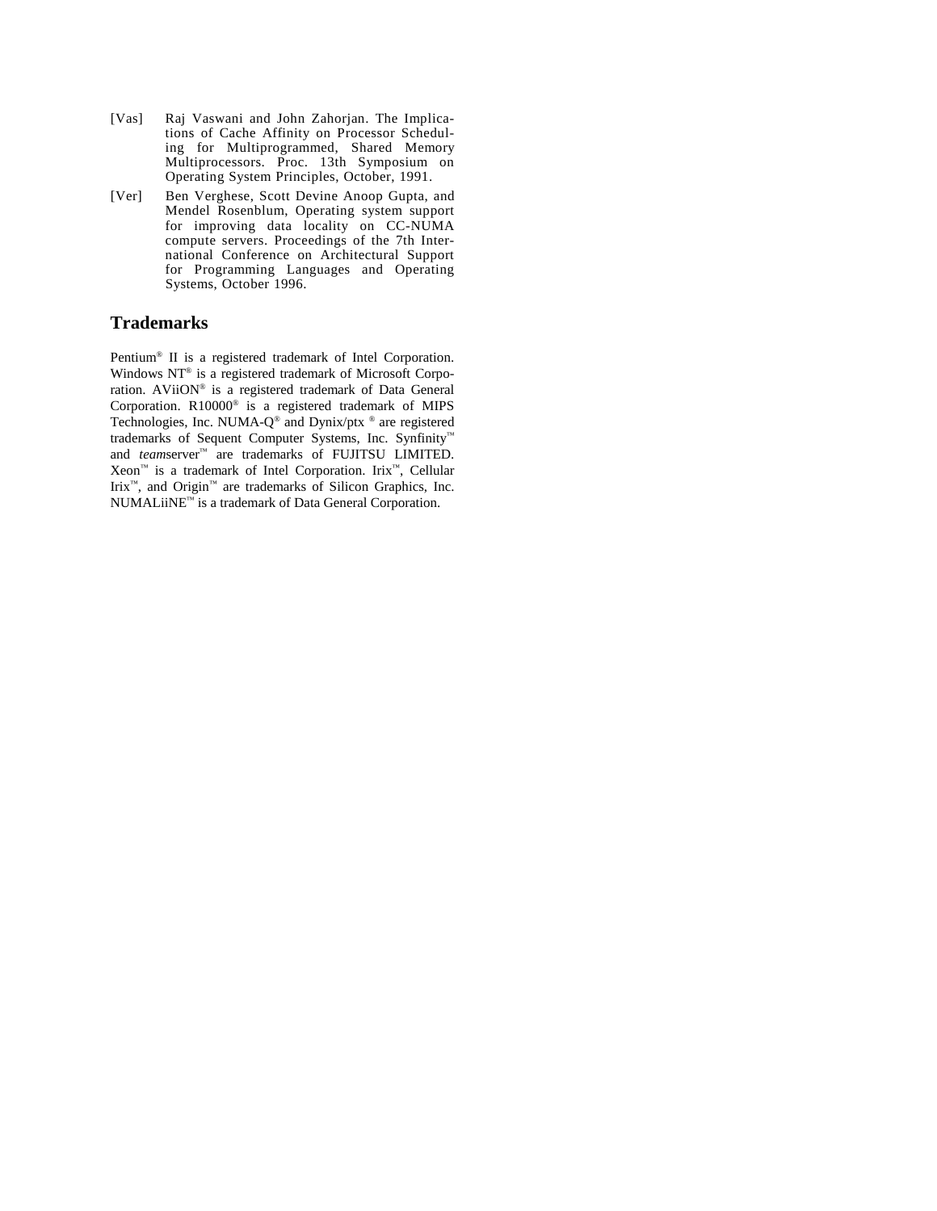[Vas] Raj Vaswani and John Zahorjan. The Implications of Cache Affinity on Processor Scheduling for Multiprogrammed, Shared Memory Multiprocessors. Proc. 13th Symposium on Operating System Principles, October, 1991.

[Ver] Ben Verghese, Scott Devine Anoop Gupta, and Mendel Rosenblum, Operating system support for improving data locality on CC-NUMA compute servers. Proceedings of the 7th International Conference on Architectural Support for Programming Languages and Operating Systems, October 1996.

## Trademarks

Pentium® II is a registered trademark of Intel Corporation. Windows NT® is a registered trademark of Microsoft Corporation. AViiON® is a registered trademark of Data General Corporation. R10000® is a registered trademark of MIPS Technologies, Inc. NUMA-Q® and Dynix/ptx ® are registered trademarks of Sequent Computer Systems, Inc. Synfinity™ and *team*server™ are trademarks of FUJITSU LIMITED. Xeon™ is a trademark of Intel Corporation. Irix™, Cellular Irix™, and Origin™ are trademarks of Silicon Graphics, Inc. NUMALiiNE™ is a trademark of Data General Corporation.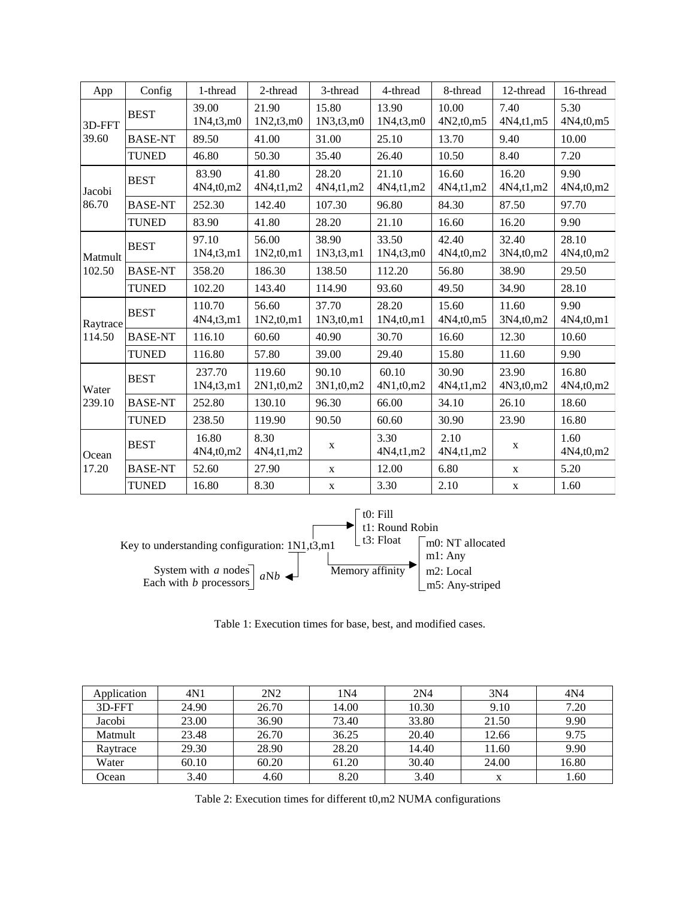| App | Config | 1-thread | 2-thread | 3-thread | 4-thread | 8-thread | 12-thread | 16-thread |
|---|---|---|---|---|---|---|---|---|
| 3D-FFT 39.60 | BEST | 39.00 1N4,t3,m0 | 21.90 1N2,t3,m0 | 15.80 1N3,t3,m0 | 13.90 1N4,t3,m0 | 10.00 4N2,t0,m5 | 7.40 4N4,t1,m5 | 5.30 4N4,t0,m5 |
| | BASE-NT | 89.50 | 41.00 | 31.00 | 25.10 | 13.70 | 9.40 | 10.00 |
| | TUNED | 46.80 | 50.30 | 35.40 | 26.40 | 10.50 | 8.40 | 7.20 |
| Jacobi 86.70 | BEST | 83.90 4N4,t0,m2 | 41.80 4N4,t1,m2 | 28.20 4N4,t1,m2 | 21.10 4N4,t1,m2 | 16.60 4N4,t1,m2 | 16.20 4N4,t1,m2 | 9.90 4N4,t0,m2 |
| | BASE-NT | 252.30 | 142.40 | 107.30 | 96.80 | 84.30 | 87.50 | 97.70 |
| | TUNED | 83.90 | 41.80 | 28.20 | 21.10 | 16.60 | 16.20 | 9.90 |
| Matmult 102.50 | BEST | 97.10 1N4,t3,m1 | 56.00 1N2,t0,m1 | 38.90 1N3,t3,m1 | 33.50 1N4,t3,m0 | 42.40 4N4,t0,m2 | 32.40 3N4,t0,m2 | 28.10 4N4,t0,m2 |
| | BASE-NT | 358.20 | 186.30 | 138.50 | 112.20 | 56.80 | 38.90 | 29.50 |
| | TUNED | 102.20 | 143.40 | 114.90 | 93.60 | 49.50 | 34.90 | 28.10 |
| Raytrace 114.50 | BEST | 110.70 4N4,t3,m1 | 56.60 1N2,t0,m1 | 37.70 1N3,t0,m1 | 28.20 1N4,t0,m1 | 15.60 4N4,t0,m5 | 11.60 3N4,t0,m2 | 9.90 4N4,t0,m1 |
| | BASE-NT | 116.10 | 60.60 | 40.90 | 30.70 | 16.60 | 12.30 | 10.60 |
| | TUNED | 116.80 | 57.80 | 39.00 | 29.40 | 15.80 | 11.60 | 9.90 |
| Water 239.10 | BEST | 237.70 1N4,t3,m1 | 119.60 2N1,t0,m2 | 90.10 3N1,t0,m2 | 60.10 4N1,t0,m2 | 30.90 4N4,t1,m2 | 23.90 4N3,t0,m2 | 16.80 4N4,t0,m2 |
| | BASE-NT | 252.80 | 130.10 | 96.30 | 66.00 | 34.10 | 26.10 | 18.60 |
| | TUNED | 238.50 | 119.90 | 90.50 | 60.60 | 30.90 | 23.90 | 16.80 |
| Ocean 17.20 | BEST | 16.80 4N4,t0,m2 | 8.30 4N4,t1,m2 | x | 3.30 4N4,t1,m2 | 2.10 4N4,t1,m2 | x | 1.60 4N4,t0,m2 |
| | BASE-NT | 52.60 | 27.90 | x | 12.00 | 6.80 | x | 5.20 |
| | TUNED | 16.80 | 8.30 | x | 3.30 | 2.10 | x | 1.60 |

Key to understanding configuration: 1N1,t3,m1

- System with $a$ nodes, Each with $b$ processors: $a$N$b$
- t0: Fill
- t1: Round Robin
- t3: Float
- Memory affinity:
  - m0: NT allocated
  - m1: Any
  - m2: Local
  - m5: Any-striped

Table 1: Execution times for base, best, and modified cases.

| Application | 4N1 | 2N2 | 1N4 | 2N4 | 3N4 | 4N4 |
|---|---|---|---|---|---|---|
| 3D-FFT | 24.90 | 26.70 | 14.00 | 10.30 | 9.10 | 7.20 |
| Jacobi | 23.00 | 36.90 | 73.40 | 33.80 | 21.50 | 9.90 |
| Matmult | 23.48 | 26.70 | 36.25 | 20.40 | 12.66 | 9.75 |
| Raytrace | 29.30 | 28.90 | 28.20 | 14.40 | 11.60 | 9.90 |
| Water | 60.10 | 60.20 | 61.20 | 30.40 | 24.00 | 16.80 |
| Ocean | 3.40 | 4.60 | 8.20 | 3.40 | x | 1.60 |

Table 2: Execution times for different t0,m2 NUMA configurations